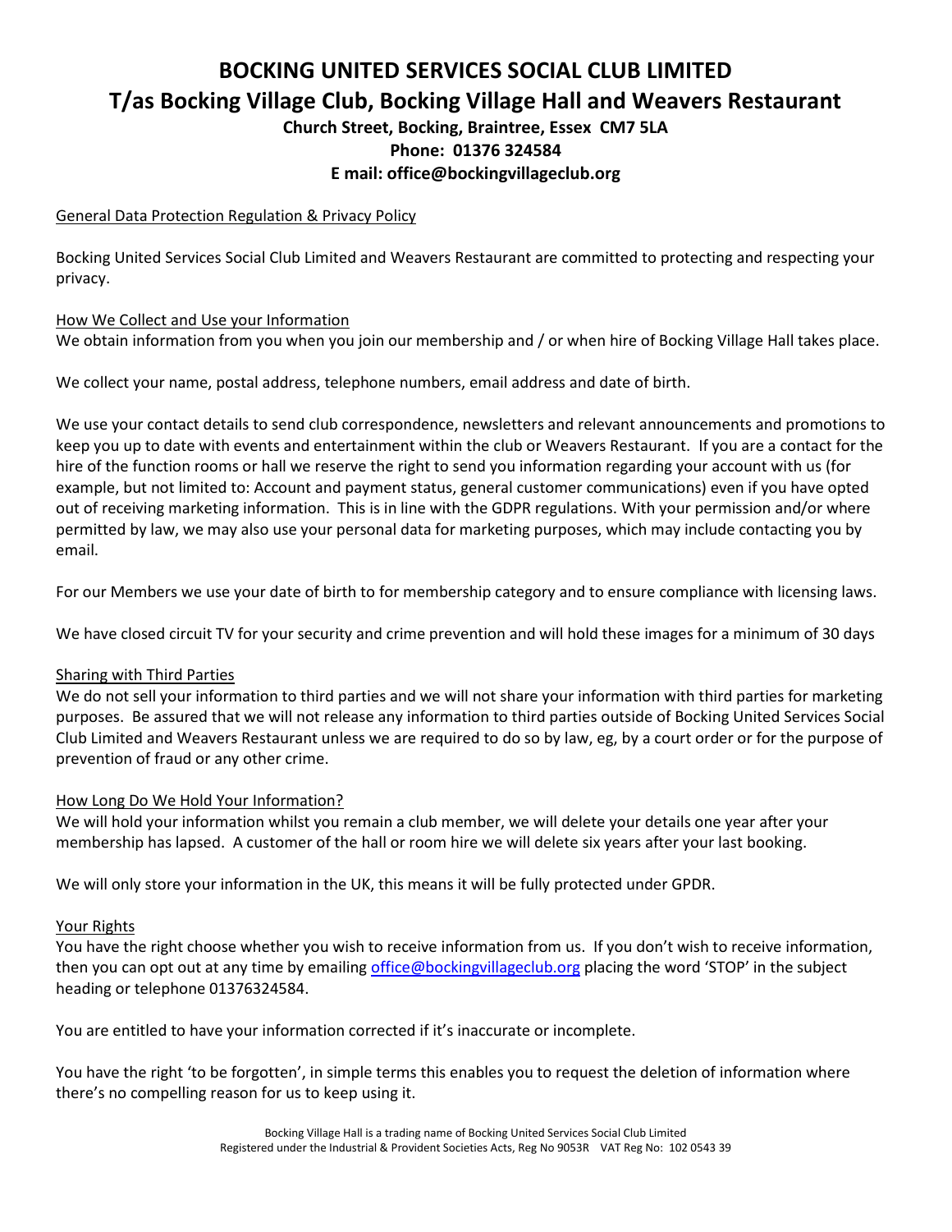# BOCKING UNITED SERVICES SOCIAL CLUB LIMITED

## T/as Bocking Village Club, Bocking Village Hall and Weavers Restaurant

**Church Street, Bocking, Braintree, Essex CM7 5LA**

**Phone: 01376 324584**

**E mail: office@bockingvillageclub.org**

General Data Protection Regulation & Privacy Policy

Bocking United Services Social Club Limited and Weavers Restaurant are committed to protecting and respecting your privacy.

How We Collect and Use your Information

We obtain information from you when you join our membership and / or when hire of Bocking Village Hall takes place.

We collect your name, postal address, telephone numbers, email address and date of birth.

We use your contact details to send club correspondence, newsletters and relevant announcements and promotions to keep you up to date with events and entertainment within the club or Weavers Restaurant. If you are a contact for the hire of the function rooms or hall we reserve the right to send you information regarding your account with us (for example, but not limited to: Account and payment status, general customer communications) even if you have opted out of receiving marketing information. This is in line with the GDPR regulations. With your permission and/or where permitted by law, we may also use your personal data for marketing purposes, which may include contacting you by email.

For our Members we use your date of birth to for membership category and to ensure compliance with licensing laws.

We have closed circuit TV for your security and crime prevention and will hold these images for a minimum of 30 days

Sharing with Third Parties

We do not sell your information to third parties and we will not share your information with third parties for marketing purposes. Be assured that we will not release any information to third parties outside of Bocking United Services Social Club Limited and Weavers Restaurant unless we are required to do so by law, eg, by a court order or for the purpose of prevention of fraud or any other crime.

How Long Do We Hold Your Information?

We will hold your information whilst you remain a club member, we will delete your details one year after your membership has lapsed. A customer of the hall or room hire we will delete six years after your last booking.

We will only store your information in the UK, this means it will be fully protected under GPDR.

Your Rights

You have the right choose whether you wish to receive information from us. If you don't wish to receive information, then you can opt out at any time by emailing office@bockingvillageclub.org placing the word 'STOP' in the subject heading or telephone 01376324584.

You are entitled to have your information corrected if it's inaccurate or incomplete.

You have the right 'to be forgotten', in simple terms this enables you to request the deletion of information where there's no compelling reason for us to keep using it.

Bocking Village Hall is a trading name of Bocking United Services Social Club Limited
Registered under the Industrial & Provident Societies Acts, Reg No 9053R VAT Reg No: 102 0543 39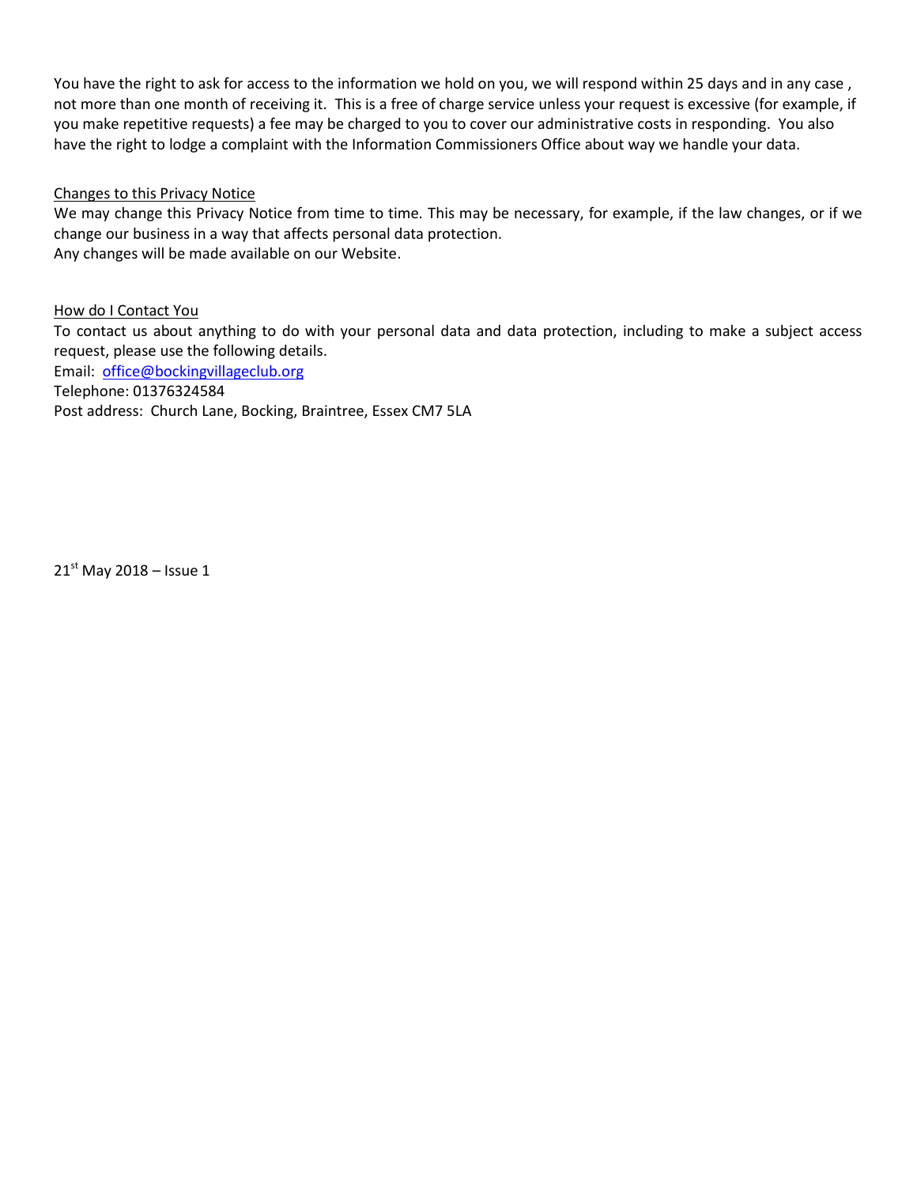You have the right to ask for access to the information we hold on you, we will respond within 25 days and in any case , not more than one month of receiving it. This is a free of charge service unless your request is excessive (for example, if you make repetitive requests) a fee may be charged to you to cover our administrative costs in responding. You also have the right to lodge a complaint with the Information Commissioners Office about way we handle your data.

## Changes to this Privacy Notice

We may change this Privacy Notice from time to time. This may be necessary, for example, if the law changes, or if we change our business in a way that affects personal data protection.
Any changes will be made available on our Website.

## How do I Contact You

To contact us about anything to do with your personal data and data protection, including to make a subject access request, please use the following details.
Email: office@bockingvillageclub.org
Telephone: 01376324584
Post address: Church Lane, Bocking, Braintree, Essex CM7 5LA

21st May 2018 – Issue 1